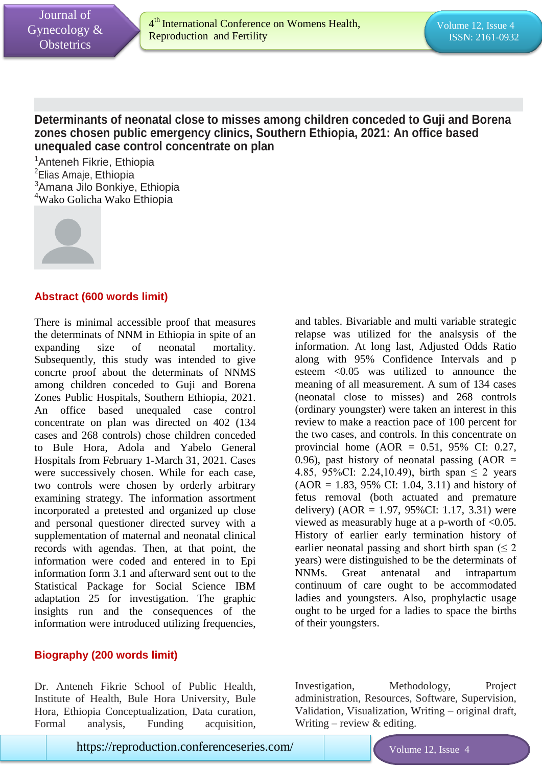# Determinants of neonatal close to misses among children conceded to Guji and Borena zones chosen public emergency clinics, Southern Ethiopia, 2021: An office based unequaled case control concentrate on plan

[1]Anteneh Fikrie, Ethiopia
[2]Elias Amaje, Ethiopia
[3]Amana Jilo Bonkiye, Ethiopia
[4]Wako Golicha Wako Ethiopia

## Abstract (600 words limit)

There is minimal accessible proof that measures the determinats of NNM in Ethiopia in spite of an expanding size of neonatal mortality. Subsequently, this study was intended to give concrte proof about the determinats of NNMS among children conceded to Guji and Borena Zones Public Hospitals, Southern Ethiopia, 2021. An office based unequaled case control concentrate on plan was directed on 402 (134 cases and 268 controls) chose children conceded to Bule Hora, Adola and Yabelo General Hospitals from February 1-March 31, 2021. Cases were successively chosen. While for each case, two controls were chosen by orderly arbitrary examining strategy. The information assortment incorporated a pretested and organized up close and personal questioner directed survey with a supplementation of maternal and neonatal clinical records with agendas. Then, at that point, the information were coded and entered in to Epi information form 3.1 and afterward sent out to the Statistical Package for Social Science IBM adaptation 25 for investigation. The graphic insights run and the consequences of the information were introduced utilizing frequencies, and tables. Bivariable and multi variable strategic relapse was utilized for the analysis of the information. At long last, Adjusted Odds Ratio along with 95% Confidence Intervals and p esteem <0.05 was utilized to announce the meaning of all measurement. A sum of 134 cases (neonatal close to misses) and 268 controls (ordinary youngster) were taken an interest in this review to make a reaction pace of 100 percent for the two cases, and controls. In this concentrate on provincial home (AOR = 0.51, 95% CI: 0.27, 0.96), past history of neonatal passing (AOR = 4.85, 95%CI: 2.24,10.49), birth span ≤ 2 years (AOR = 1.83, 95% CI: 1.04, 3.11) and history of fetus removal (both actuated and premature delivery) (AOR = 1.97, 95%CI: 1.17, 3.31) were viewed as measurably huge at a p-worth of <0.05. History of earlier early termination history of earlier neonatal passing and short birth span (≤ 2 years) were distinguished to be the determinats of NNMs. Great antenatal and intrapartum continuum of care ought to be accommodated ladies and youngsters. Also, prophylactic usage ought to be urged for a ladies to space the births of their youngsters.

## Biography (200 words limit)

Dr. Anteneh Fikrie School of Public Health, Institute of Health, Bule Hora University, Bule Hora, Ethiopia Conceptualization, Data curation, Formal analysis, Funding acquisition, Investigation, Methodology, Project administration, Resources, Software, Supervision, Validation, Visualization, Writing – original draft, Writing – review & editing.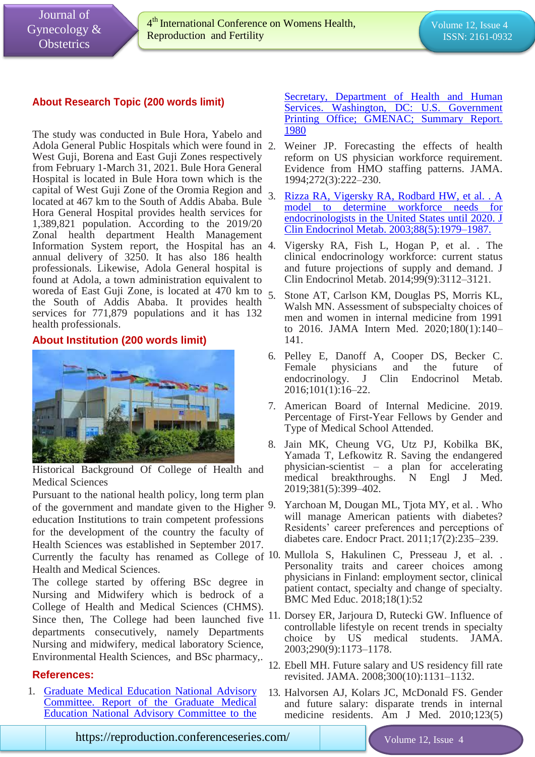## About Research Topic (200 words limit)

The study was conducted in Bule Hora, Yabelo and Adola General Public Hospitals which were found in West Guji, Borena and East Guji Zones respectively from February 1-March 31, 2021. Bule Hora General Hospital is located in Bule Hora town which is the capital of West Guji Zone of the Oromia Region and located at 467 km to the South of Addis Ababa. Bule Hora General Hospital provides health services for 1,389,821 population. According to the 2019/20 Zonal health department Health Management Information System report, the Hospital has an annual delivery of 3250. It has also 186 health professionals. Likewise, Adola General hospital is found at Adola, a town administration equivalent to woreda of East Guji Zone, is located at 470 km to the South of Addis Ababa. It provides health services for 771,879 populations and it has 132 health professionals.

## About Institution (200 words limit)

Historical Background Of College of Health and Medical Sciences

Pursuant to the national health policy, long term plan of the government and mandate given to the Higher education Institutions to train competent professions for the development of the country the faculty of Health Sciences was established in September 2017. Currently the faculty has renamed as College of Health and Medical Sciences.

The college started by offering BSc degree in Nursing and Midwifery which is bedrock of a College of Health and Medical Sciences (CHMS). Since then, The College had been launched five departments consecutively, namely Departments Nursing and midwifery, medical laboratory Science, Environmental Health Sciences, and BSc pharmacy,.

## References:

1. Graduate Medical Education National Advisory Committee. Report of the Graduate Medical Education National Advisory Committee to the Secretary, Department of Health and Human Services. Washington, DC: U.S. Government Printing Office; GMENAC; Summary Report. 1980
2. Weiner JP. Forecasting the effects of health reform on US physician workforce requirement. Evidence from HMO staffing patterns. JAMA. 1994;272(3):222–230.
3. Rizza RA, Vigersky RA, Rodbard HW, et al. . A model to determine workforce needs for endocrinologists in the United States until 2020. J Clin Endocrinol Metab. 2003;88(5):1979–1987.
4. Vigersky RA, Fish L, Hogan P, et al. . The clinical endocrinology workforce: current status and future projections of supply and demand. J Clin Endocrinol Metab. 2014;99(9):3112–3121.
5. Stone AT, Carlson KM, Douglas PS, Morris KL, Walsh MN. Assessment of subspecialty choices of men and women in internal medicine from 1991 to 2016. JAMA Intern Med. 2020;180(1):140–141.
6. Pelley E, Danoff A, Cooper DS, Becker C. Female physicians and the future of endocrinology. J Clin Endocrinol Metab. 2016;101(1):16–22.
7. American Board of Internal Medicine. 2019. Percentage of First-Year Fellows by Gender and Type of Medical School Attended.
8. Jain MK, Cheung VG, Utz PJ, Kobilka BK, Yamada T, Lefkowitz R. Saving the endangered physician-scientist – a plan for accelerating medical breakthroughs. N Engl J Med. 2019;381(5):399–402.
9. Yarchoan M, Dougan ML, Tjota MY, et al. . Who will manage American patients with diabetes? Residents' career preferences and perceptions of diabetes care. Endocr Pract. 2011;17(2):235–239.
10. Mullola S, Hakulinen C, Presseau J, et al. . Personality traits and career choices among physicians in Finland: employment sector, clinical patient contact, specialty and change of specialty. BMC Med Educ. 2018;18(1):52
11. Dorsey ER, Jarjoura D, Rutecki GW. Influence of controllable lifestyle on recent trends in specialty choice by US medical students. JAMA. 2003;290(9):1173–1178.
12. Ebell MH. Future salary and US residency fill rate revisited. JAMA. 2008;300(10):1131–1132.
13. Halvorsen AJ, Kolars JC, McDonald FS. Gender and future salary: disparate trends in internal medicine residents. Am J Med. 2010;123(5)